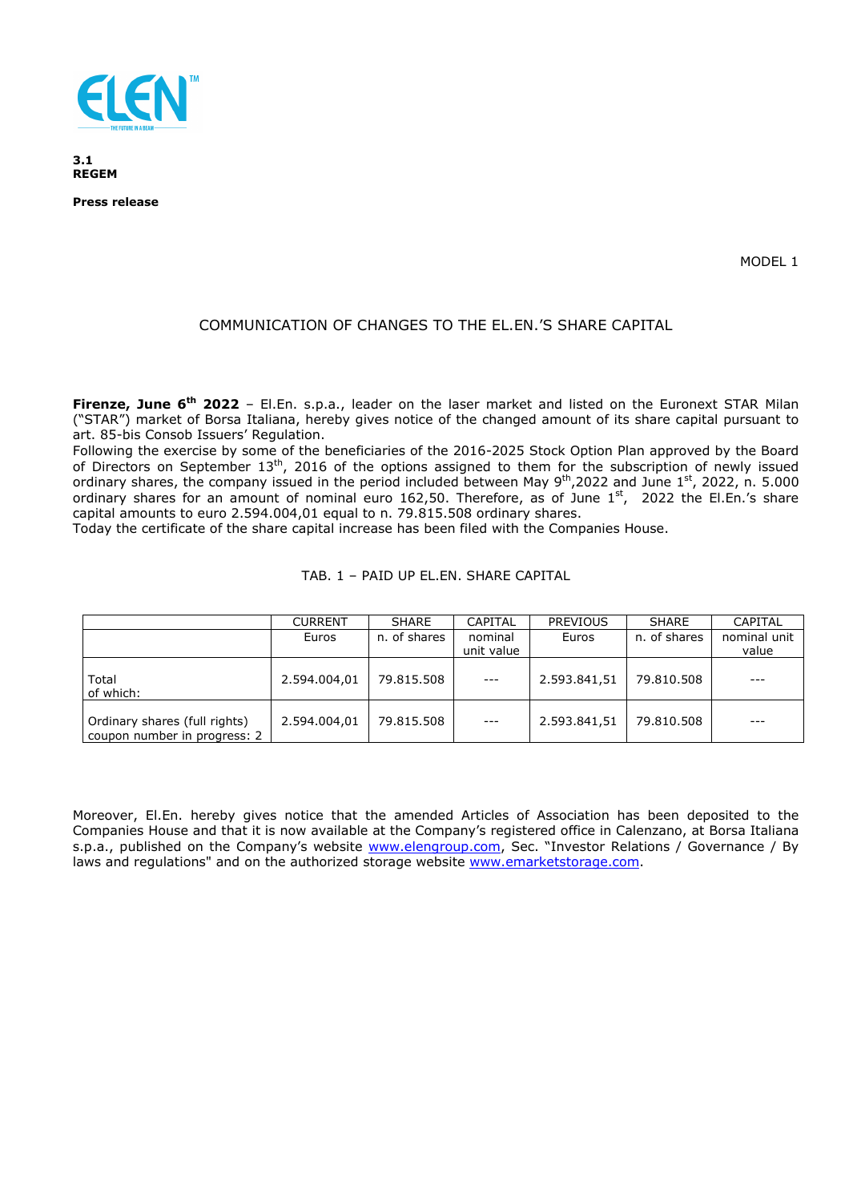**3.1**
**REGEM**

**Press release**

MODEL 1

COMMUNICATION OF CHANGES TO THE EL.EN.'S SHARE CAPITAL

**Firenze, June 6th 2022** – El.En. s.p.a., leader on the laser market and listed on the Euronext STAR Milan ("STAR") market of Borsa Italiana, hereby gives notice of the changed amount of its share capital pursuant to art. 85-bis Consob Issuers' Regulation.
Following the exercise by some of the beneficiaries of the 2016-2025 Stock Option Plan approved by the Board of Directors on September 13th, 2016 of the options assigned to them for the subscription of newly issued ordinary shares, the company issued in the period included between May 9th,2022 and June 1st, 2022, n. 5.000 ordinary shares for an amount of nominal euro 162,50. Therefore, as of June 1st, 2022 the El.En.'s share capital amounts to euro 2.594.004,01 equal to n. 79.815.508 ordinary shares.
Today the certificate of the share capital increase has been filed with the Companies House.

TAB. 1 – PAID UP EL.EN. SHARE CAPITAL

| | CURRENT | SHARE | CAPITAL | PREVIOUS | SHARE | CAPITAL |
|---|---|---|---|---|---|---|
| | Euros | n. of shares | nominal unit value | Euros | n. of shares | nominal unit value |
| Total of which: | 2.594.004,01 | 79.815.508 | --- | 2.593.841,51 | 79.810.508 | --- |
| Ordinary shares (full rights) coupon number in progress: 2 | 2.594.004,01 | 79.815.508 | --- | 2.593.841,51 | 79.810.508 | --- |

Moreover, El.En. hereby gives notice that the amended Articles of Association has been deposited to the Companies House and that it is now available at the Company's registered office in Calenzano, at Borsa Italiana s.p.a., published on the Company's website www.elengroup.com, Sec. "Investor Relations / Governance / By laws and regulations" and on the authorized storage website www.emarketstorage.com.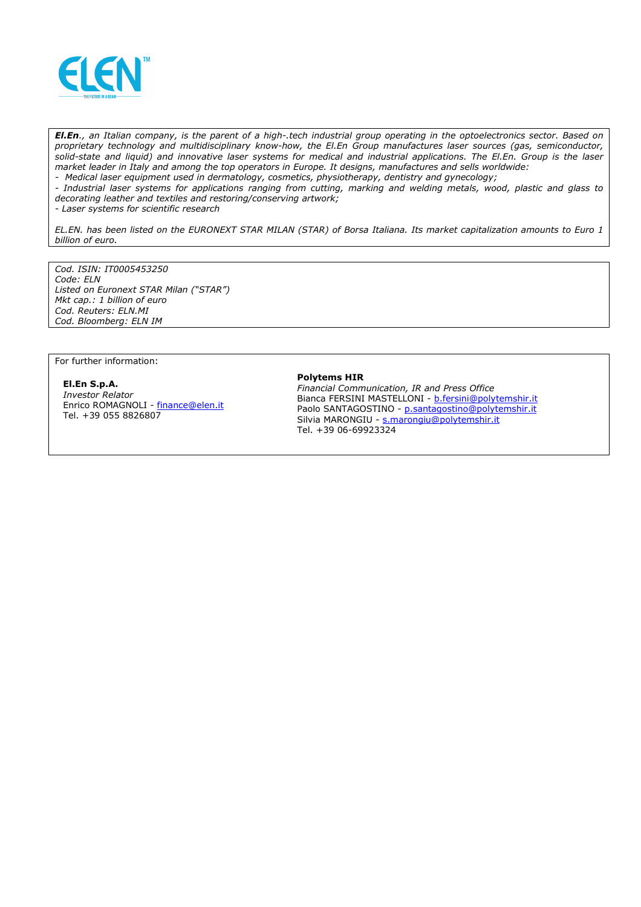***El.En***., *an Italian company, is the parent of a high-.tech industrial group operating in the optoelectronics sector. Based on proprietary technology and multidisciplinary know-how, the El.En Group manufactures laser sources (gas, semiconductor, solid-state and liquid) and innovative laser systems for medical and industrial applications. The El.En. Group is the laser market leader in Italy and among the top operators in Europe. It designs, manufactures and sells worldwide:*

- *Medical laser equipment used in dermatology, cosmetics, physiotherapy, dentistry and gynecology;*
- *Industrial laser systems for applications ranging from cutting, marking and welding metals, wood, plastic and glass to decorating leather and textiles and restoring/conserving artwork;*
- *Laser systems for scientific research*

*EL.EN. has been listed on the EURONEXT STAR MILAN (STAR) of Borsa Italiana. Its market capitalization amounts to Euro 1 billion of euro.*

*Cod. ISIN: IT0005453250*
*Code: ELN*
*Listed on Euronext STAR Milan ("STAR")*
*Mkt cap.: 1 billion of euro*
*Cod. Reuters: ELN.MI*
*Cod. Bloomberg: ELN IM*

For further information:

**El.En S.p.A.**
*Investor Relator*
Enrico ROMAGNOLI - finance@elen.it
Tel. +39 055 8826807

**Polytems HIR**
*Financial Communication, IR and Press Office*
Bianca FERSINI MASTELLONI - b.fersini@polytemshir.it
Paolo SANTAGOSTINO - p.santagostino@polytemshir.it
Silvia MARONGIU - s.marongiu@polytemshir.it
Tel. +39 06-69923324